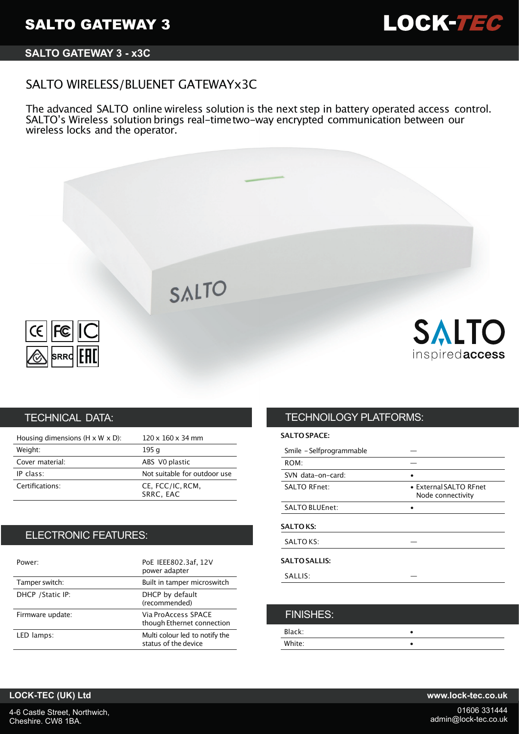# SALTO GATEWAY 3

LOCK-TEC

## SALTO GATEWAY 3 - x3C

### SALTO WIRELESS/BLUENET GATEWAYx3C

The advanced SALTO online wireless solution is the next step in battery operated access control. SALTO's Wireless solution brings real-time two-way encrypted communication between our wireless locks and the operator.

## TECHNICAL DATA:

| | |
|---|---|
| Housing dimensions (H x W x D): | 120 x 160 x 34 mm |
| Weight: | 195 g |
| Cover material: | ABS V0 plastic |
| IP class: | Not suitable for outdoor use |
| Certifications: | CE, FCC/IC, RCM, SRRC, EAC |

## ELECTRONIC FEATURES:

| | |
|---|---|
| Power: | PoE IEEE802.3af, 12V power adapter |
| Tamper switch: | Built in tamper microswitch |
| DHCP /Static IP: | DHCP by default (recommended) |
| Firmware update: | Via ProAccess SPACE though Ethernet connection |
| LED lamps: | Multi colour led to notify the status of the device |

## TECHNOILOGY PLATFORMS:

**SALTO SPACE:**

| | |
|---|---|
| Smile - Selfprogrammable | — |
| ROM: | — |
| SVN data-on-card: | • |
| SALTO RFnet: | • External SALTO RFnet Node connectivity |
| SALTO BLUEnet: | • |

**SALTO KS:**

| | |
|---|---|
| SALTO KS: | — |

**SALTO SALLIS:**

| | |
|---|---|
| SALLIS: | — |

## FINISHES:

| | |
|---|---|
| Black: | • |
| White: | • |

**LOCK-TEC (UK) Ltd**

4-6 Castle Street, Northwich,
Cheshire. CW8 1BA.

**www.lock-tec.co.uk**

01606 331444
admin@lock-tec.co.uk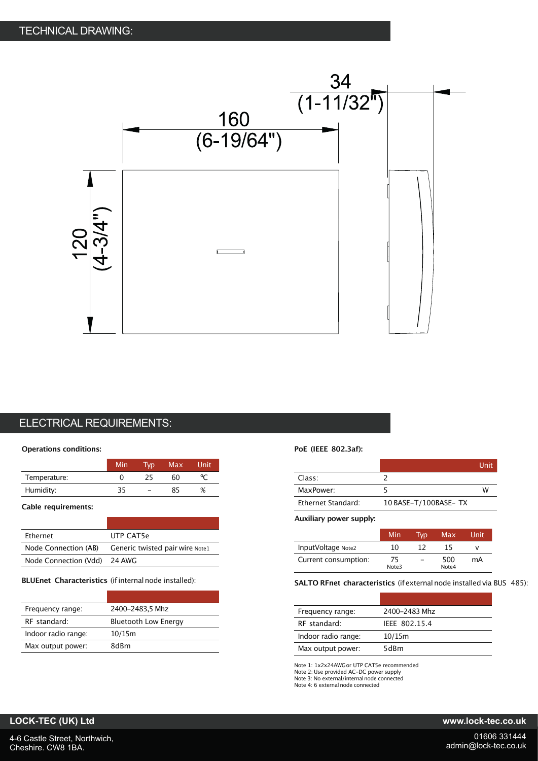## TECHNICAL DRAWING:

34
(1-11/32")
160
(6-19/64")
120
(4-3/4")

## ELECTRICAL REQUIREMENTS:

**Operations conditions:**

| | Min | Typ | Max | Unit |
|---|---|---|---|---|
| Temperature: | 0 | 25 | 60 | ºC |
| Humidity: | 35 | – | 85 | % |

**Cable requirements:**

| | |
|---|---|
| Ethernet | UTP CAT5e |
| Node Connection (AB) | Generic twisted pair wire Note1 |
| Node Connection (Vdd) | 24 AWG |

**BLUEnet Characteristics** (if internal node installed):

| | |
|---|---|
| Frequency range: | 2400–2483,5 Mhz |
| RF standard: | Bluetooth Low Energy |
| Indoor radio range: | 10/15m |
| Max output power: | 8dBm |

**PoE (IEEE 802.3af):**

| | | Unit |
|---|---|---|
| Class: | 2 | |
| MaxPower: | 5 | W |
| Ethernet Standard: | 10 BASE-T/100BASE- TX | |

**Auxiliary power supply:**

| | Min | Typ | Max | Unit |
|---|---|---|---|---|
| InputVoltage Note2 | 10 | 12 | 15 | v |
| Current consumption: | 75 Note3 | – | 500 Note4 | mA |

**SALTO RFnet characteristics** (if external node installed via BUS 485):

| | |
|---|---|
| Frequency range: | 2400–2483 Mhz |
| RF standard: | IEEE 802.15.4 |
| Indoor radio range: | 10/15m |
| Max output power: | 5dBm |

Note 1: 1x2x24AWG or UTP CAT5e recommended
Note 2: Use provided AC–DC power supply
Note 3: No external/internal node connected
Note 4: 6 external node connected

**LOCK-TEC (UK) Ltd**
4-6 Castle Street, Northwich,
Cheshire. CW8 1BA.

**www.lock-tec.co.uk**
01606 331444
admin@lock-tec.co.uk